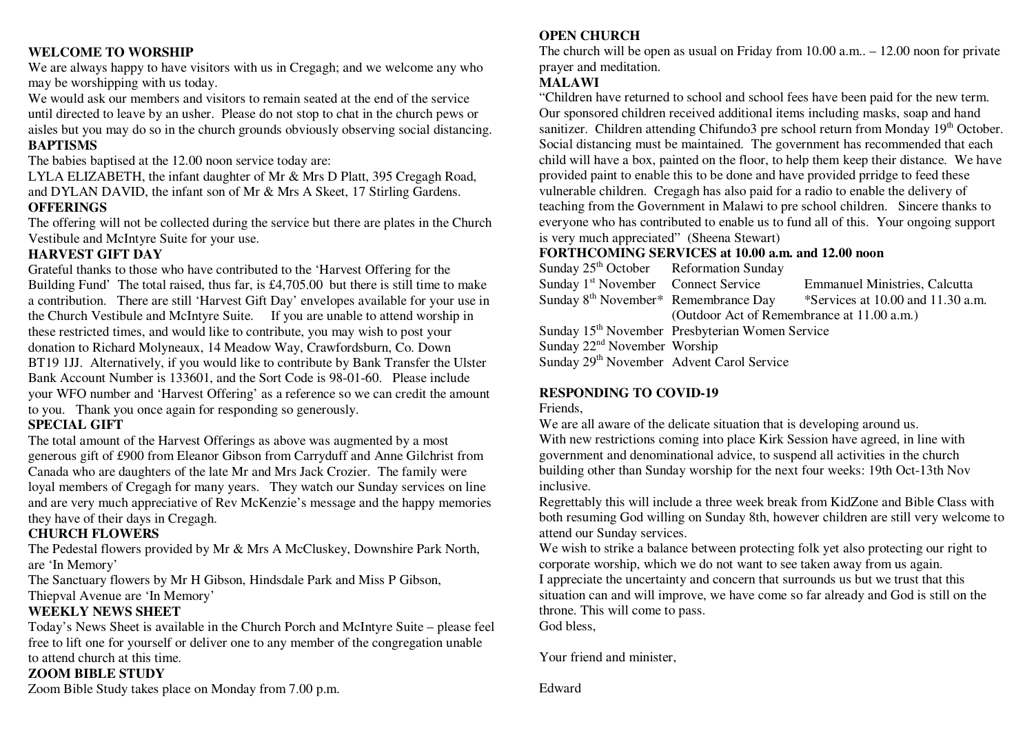**WELCOME TO WORSHIP**

We are always happy to have visitors with us in Cregagh; and we welcome any who may be worshipping with us today.

We would ask our members and visitors to remain seated at the end of the service until directed to leave by an usher. Please do not stop to chat in the church pews or aisles but you may do so in the church grounds obviously observing social distancing.

**BAPTISMS**

The babies baptised at the 12.00 noon service today are:

LYLA ELIZABETH, the infant daughter of Mr & Mrs D Platt, 395 Cregagh Road, and DYLAN DAVID, the infant son of Mr & Mrs A Skeet, 17 Stirling Gardens.

**OFFERINGS**

The offering will not be collected during the service but there are plates in the Church Vestibule and McIntyre Suite for your use.

**HARVEST GIFT DAY**

Grateful thanks to those who have contributed to the 'Harvest Offering for the Building Fund' The total raised, thus far, is £4,705.00 but there is still time to make a contribution. There are still 'Harvest Gift Day' envelopes available for your use in the Church Vestibule and McIntyre Suite. If you are unable to attend worship in these restricted times, and would like to contribute, you may wish to post your donation to Richard Molyneaux, 14 Meadow Way, Crawfordsburn, Co. Down BT19 1JJ. Alternatively, if you would like to contribute by Bank Transfer the Ulster Bank Account Number is 133601, and the Sort Code is 98-01-60. Please include your WFO number and 'Harvest Offering' as a reference so we can credit the amount to you. Thank you once again for responding so generously.

**SPECIAL GIFT**

The total amount of the Harvest Offerings as above was augmented by a most generous gift of £900 from Eleanor Gibson from Carryduff and Anne Gilchrist from Canada who are daughters of the late Mr and Mrs Jack Crozier. The family were loyal members of Cregagh for many years. They watch our Sunday services on line and are very much appreciative of Rev McKenzie's message and the happy memories they have of their days in Cregagh.

**CHURCH FLOWERS**

The Pedestal flowers provided by Mr & Mrs A McCluskey, Downshire Park North, are 'In Memory'

The Sanctuary flowers by Mr H Gibson, Hindsdale Park and Miss P Gibson, Thiepval Avenue are 'In Memory'

**WEEKLY NEWS SHEET**

Today's News Sheet is available in the Church Porch and McIntyre Suite – please feel free to lift one for yourself or deliver one to any member of the congregation unable to attend church at this time.

**ZOOM BIBLE STUDY**

Zoom Bible Study takes place on Monday from 7.00 p.m.

**OPEN CHURCH**

The church will be open as usual on Friday from 10.00 a.m.. – 12.00 noon for private prayer and meditation.

**MALAWI**

"Children have returned to school and school fees have been paid for the new term. Our sponsored children received additional items including masks, soap and hand sanitizer. Children attending Chifundo3 pre school return from Monday 19th October. Social distancing must be maintained. The government has recommended that each child will have a box, painted on the floor, to help them keep their distance. We have provided paint to enable this to be done and have provided prridge to feed these vulnerable children. Cregagh has also paid for a radio to enable the delivery of teaching from the Government in Malawi to pre school children. Sincere thanks to everyone who has contributed to enable us to fund all of this. Your ongoing support is very much appreciated" (Sheena Stewart)

**FORTHCOMING SERVICES at 10.00 a.m. and 12.00 noon**

| | | |
|---|---|---|
| Sunday 25th October | Reformation Sunday | |
| Sunday 1st November | Connect Service | Emmanuel Ministries, Calcutta |
| Sunday 8th November* | Remembrance Day | *Services at 10.00 and 11.30 a.m. |
| | (Outdoor Act of Remembrance at 11.00 a.m.) | |
| Sunday 15th November | Presbyterian Women Service | |
| Sunday 22nd November | Worship | |
| Sunday 29th November | Advent Carol Service | |

**RESPONDING TO COVID-19**

Friends,

We are all aware of the delicate situation that is developing around us.

With new restrictions coming into place Kirk Session have agreed, in line with government and denominational advice, to suspend all activities in the church building other than Sunday worship for the next four weeks: 19th Oct-13th Nov inclusive.

Regrettably this will include a three week break from KidZone and Bible Class with both resuming God willing on Sunday 8th, however children are still very welcome to attend our Sunday services.

We wish to strike a balance between protecting folk yet also protecting our right to corporate worship, which we do not want to see taken away from us again.

I appreciate the uncertainty and concern that surrounds us but we trust that this situation can and will improve, we have come so far already and God is still on the throne. This will come to pass.

God bless,

Your friend and minister,

Edward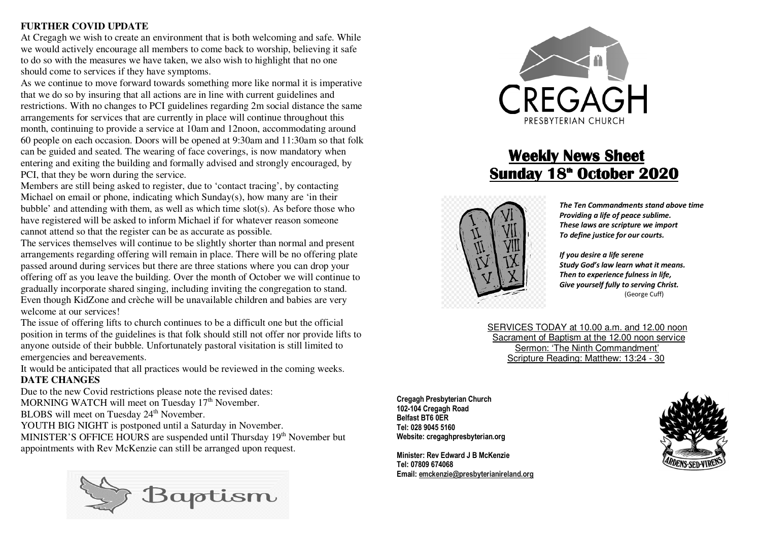**FURTHER COVID UPDATE**

At Cregagh we wish to create an environment that is both welcoming and safe. While we would actively encourage all members to come back to worship, believing it safe to do so with the measures we have taken, we also wish to highlight that no one should come to services if they have symptoms.

As we continue to move forward towards something more like normal it is imperative that we do so by insuring that all actions are in line with current guidelines and restrictions. With no changes to PCI guidelines regarding 2m social distance the same arrangements for services that are currently in place will continue throughout this month, continuing to provide a service at 10am and 12noon, accommodating around 60 people on each occasion. Doors will be opened at 9:30am and 11:30am so that folk can be guided and seated. The wearing of face coverings, is now mandatory when entering and exiting the building and formally advised and strongly encouraged, by PCI, that they be worn during the service.

Members are still being asked to register, due to 'contact tracing', by contacting Michael on email or phone, indicating which Sunday(s), how many are 'in their bubble' and attending with them, as well as which time slot(s). As before those who have registered will be asked to inform Michael if for whatever reason someone cannot attend so that the register can be as accurate as possible.

The services themselves will continue to be slightly shorter than normal and present arrangements regarding offering will remain in place. There will be no offering plate passed around during services but there are three stations where you can drop your offering off as you leave the building. Over the month of October we will continue to gradually incorporate shared singing, including inviting the congregation to stand. Even though KidZone and crèche will be unavailable children and babies are very welcome at our services!

The issue of offering lifts to church continues to be a difficult one but the official position in terms of the guidelines is that folk should still not offer nor provide lifts to anyone outside of their bubble. Unfortunately pastoral visitation is still limited to emergencies and bereavements.

It would be anticipated that all practices would be reviewed in the coming weeks.

**DATE CHANGES**

Due to the new Covid restrictions please note the revised dates:

MORNING WATCH will meet on Tuesday 17th November.

BLOBS will meet on Tuesday 24th November.

YOUTH BIG NIGHT is postponed until a Saturday in November.

MINISTER'S OFFICE HOURS are suspended until Thursday 19th November but appointments with Rev McKenzie can still be arranged upon request.

Baptism

CREGAGH
PRESBYTERIAN CHURCH

# Weekly News Sheet
# Sunday 18th October 2020

*The Ten Commandments stand above time*
*Providing a life of peace sublime.*
*These laws are scripture we import*
*To define justice for our courts.*

*If you desire a life serene*
*Study God's law learn what it means.*
*Then to experience fulness in life,*
*Give yourself fully to serving Christ.*
(George Cuff)

SERVICES TODAY at 10.00 a.m. and 12.00 noon
Sacrament of Baptism at the 12.00 noon service
Sermon: 'The Ninth Commandment'
Scripture Reading: Matthew: 13:24 - 30

**Cregagh Presbyterian Church**
**102-104 Cregagh Road**
**Belfast BT6 0ER**
**Tel: 028 9045 5160**
**Website: cregaghpresbyterian.org**

**Minister: Rev Edward J B McKenzie**
**Tel: 07809 674068**
**Email: emckenzie@presbyterianireland.org**

ARDENS·SED·VIRENS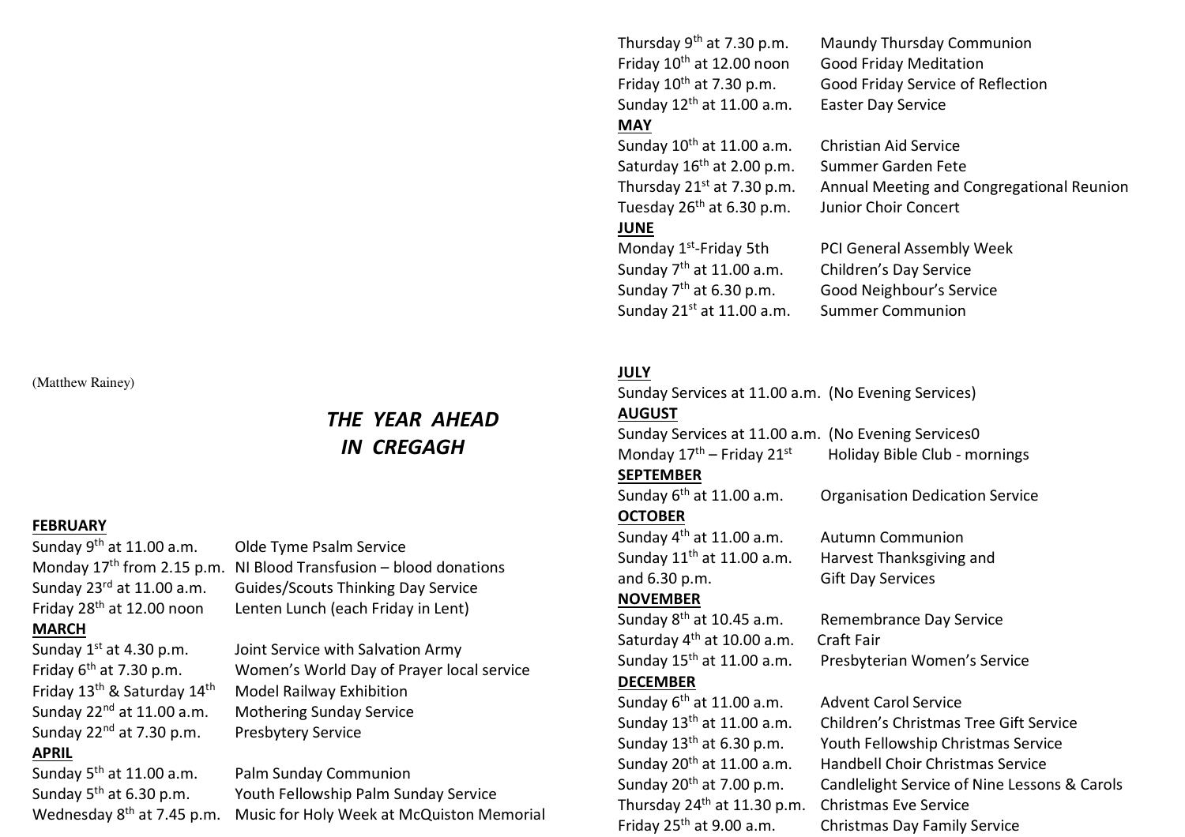(Matthew Rainey)

# *THE YEAR AHEAD IN CREGAGH*

**FEBRUARY**

Sunday 9th at 11.00 a.m. Olde Tyme Psalm Service
Monday 17th from 2.15 p.m. NI Blood Transfusion – blood donations
Sunday 23rd at 11.00 a.m. Guides/Scouts Thinking Day Service
Friday 28th at 12.00 noon Lenten Lunch (each Friday in Lent)

**MARCH**

Sunday 1st at 4.30 p.m. Joint Service with Salvation Army
Friday 6th at 7.30 p.m. Women's World Day of Prayer local service
Friday 13th & Saturday 14th Model Railway Exhibition
Sunday 22nd at 11.00 a.m. Mothering Sunday Service
Sunday 22nd at 7.30 p.m. Presbytery Service

**APRIL**

Sunday 5th at 11.00 a.m. Palm Sunday Communion
Sunday 5th at 6.30 p.m. Youth Fellowship Palm Sunday Service
Wednesday 8th at 7.45 p.m. Music for Holy Week at McQuiston Memorial
Thursday 9th at 7.30 p.m. Maundy Thursday Communion
Friday 10th at 12.00 noon Good Friday Meditation
Friday 10th at 7.30 p.m. Good Friday Service of Reflection
Sunday 12th at 11.00 a.m. Easter Day Service

**MAY**

Sunday 10th at 11.00 a.m. Christian Aid Service
Saturday 16th at 2.00 p.m. Summer Garden Fete
Thursday 21st at 7.30 p.m. Annual Meeting and Congregational Reunion
Tuesday 26th at 6.30 p.m. Junior Choir Concert

**JUNE**

Monday 1st-Friday 5th PCI General Assembly Week
Sunday 7th at 11.00 a.m. Children's Day Service
Sunday 7th at 6.30 p.m. Good Neighbour's Service
Sunday 21st at 11.00 a.m. Summer Communion

**JULY**

Sunday Services at 11.00 a.m. (No Evening Services)

**AUGUST**

Sunday Services at 11.00 a.m. (No Evening Services0
Monday 17th – Friday 21st Holiday Bible Club - mornings

**SEPTEMBER**

Sunday 6th at 11.00 a.m. Organisation Dedication Service

**OCTOBER**

Sunday 4th at 11.00 a.m. Autumn Communion
Sunday 11th at 11.00 a.m. Harvest Thanksgiving and
and 6.30 p.m. Gift Day Services

**NOVEMBER**

Sunday 8th at 10.45 a.m. Remembrance Day Service
Saturday 4th at 10.00 a.m. Craft Fair
Sunday 15th at 11.00 a.m. Presbyterian Women's Service

**DECEMBER**

Sunday 6th at 11.00 a.m. Advent Carol Service
Sunday 13th at 11.00 a.m. Children's Christmas Tree Gift Service
Sunday 13th at 6.30 p.m. Youth Fellowship Christmas Service
Sunday 20th at 11.00 a.m. Handbell Choir Christmas Service
Sunday 20th at 7.00 p.m. Candlelight Service of Nine Lessons & Carols
Thursday 24th at 11.30 p.m. Christmas Eve Service
Friday 25th at 9.00 a.m. Christmas Day Family Service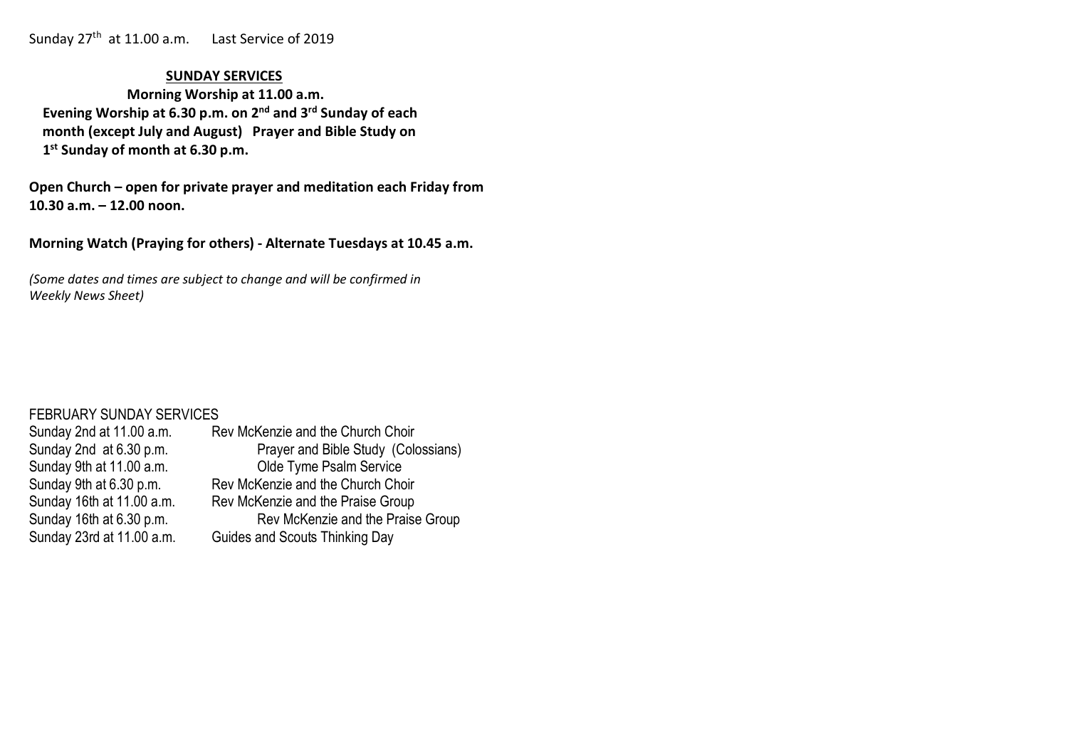Sunday 27th at 11.00 a.m. Last Service of 2019

**SUNDAY SERVICES**

**Morning Worship at 11.00 a.m.**

**Evening Worship at 6.30 p.m. on 2nd and 3rd Sunday of each month (except July and August) Prayer and Bible Study on 1st Sunday of month at 6.30 p.m.**

**Open Church – open for private prayer and meditation each Friday from 10.30 a.m. – 12.00 noon.**

**Morning Watch (Praying for others) - Alternate Tuesdays at 10.45 a.m.**

*(Some dates and times are subject to change and will be confirmed in Weekly News Sheet)*

FEBRUARY SUNDAY SERVICES

| | |
|---|---|
| Sunday 2nd at 11.00 a.m. | Rev McKenzie and the Church Choir |
| Sunday 2nd at 6.30 p.m. | Prayer and Bible Study (Colossians) |
| Sunday 9th at 11.00 a.m. | Olde Tyme Psalm Service |
| Sunday 9th at 6.30 p.m. | Rev McKenzie and the Church Choir |
| Sunday 16th at 11.00 a.m. | Rev McKenzie and the Praise Group |
| Sunday 16th at 6.30 p.m. | Rev McKenzie and the Praise Group |
| Sunday 23rd at 11.00 a.m. | Guides and Scouts Thinking Day |